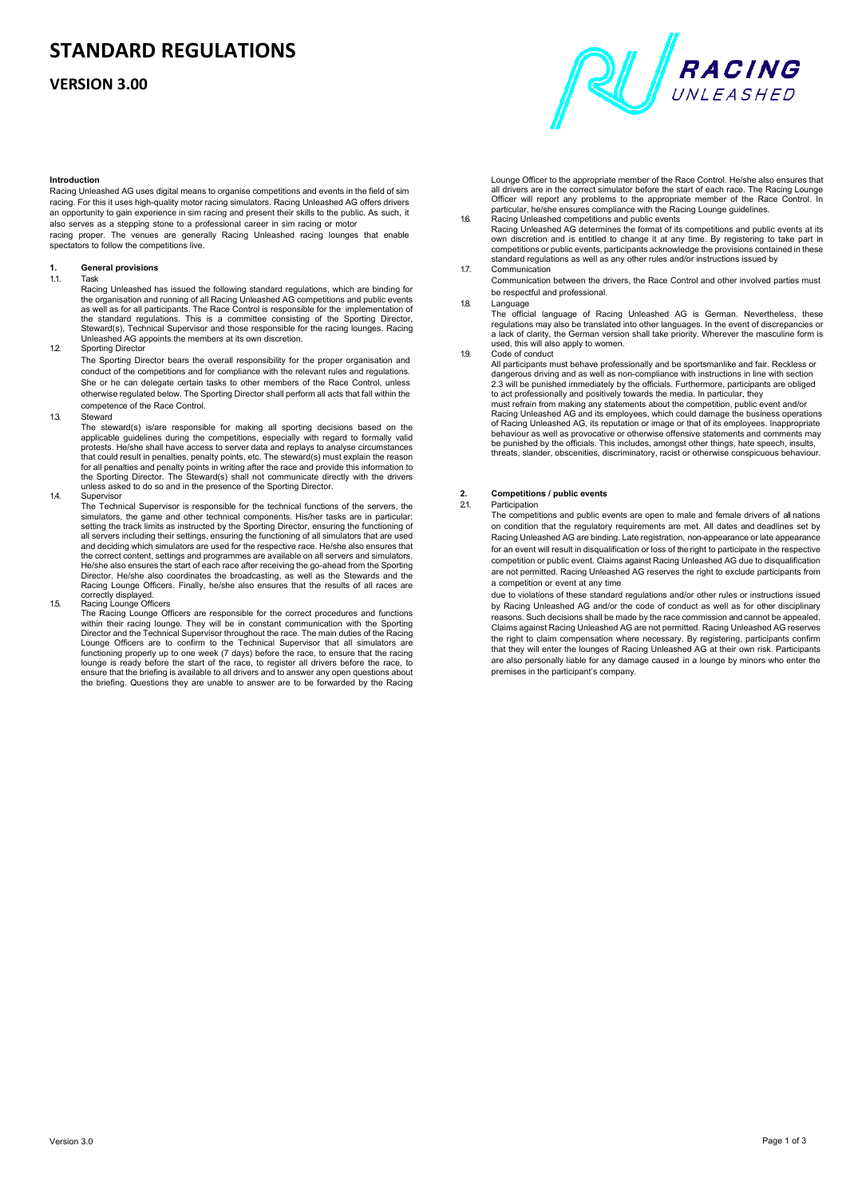# STANDARD REGULATIONS

## VERSION 3.00

**Introduction**

Racing Unleashed AG uses digital means to organise competitions and events in the field of sim racing. For this it uses high-quality motor racing simulators. Racing Unleashed AG offers drivers an opportunity to gain experience in sim racing and present their skills to the public. As such, it also serves as a stepping stone to a professional career in sim racing or motor racing proper. The venues are generally Racing Unleashed racing lounges that enable spectators to follow the competitions live.

### 1. General provisions

1.1. Task

Racing Unleashed has issued the following standard regulations, which are binding for the organisation and running of all Racing Unleashed AG competitions and public events as well as for all participants. The Race Control is responsible for the implementation of the standard regulations. This is a committee consisting of the Sporting Director, Steward(s), Technical Supervisor and those responsible for the racing lounges. Racing Unleashed AG appoints the members at its own discretion.

1.2. Sporting Director

The Sporting Director bears the overall responsibility for the proper organisation and conduct of the competitions and for compliance with the relevant rules and regulations. She or he can delegate certain tasks to other members of the Race Control, unless otherwise regulated below. The Sporting Director shall perform all acts that fall within the competence of the Race Control.

1.3. Steward

The steward(s) is/are responsible for making all sporting decisions based on the applicable guidelines during the competitions, especially with regard to formally valid protests. He/she shall have access to server data and replays to analyse circumstances that could result in penalties, penalty points, etc. The steward(s) must explain the reason for all penalties and penalty points in writing after the race and provide this information to the Sporting Director. The Steward(s) shall not communicate directly with the drivers unless asked to do so and in the presence of the Sporting Director.

1.4. Supervisor

The Technical Supervisor is responsible for the technical functions of the servers, the simulators, the game and other technical components. His/her tasks are in particular: setting the track limits as instructed by the Sporting Director, ensuring the functioning of all servers including their settings, ensuring the functioning of all simulators that are used and deciding which simulators are used for the respective race. He/she also ensures that the correct content, settings and programmes are available on all servers and simulators. He/she also ensures the start of each race after receiving the go-ahead from the Sporting Director. He/she also coordinates the broadcasting, as well as the Stewards and the Racing Lounge Officers. Finally, he/she also ensures that the results of all races are correctly displayed.

1.5. Racing Lounge Officers

The Racing Lounge Officers are responsible for the correct procedures and functions within their racing lounge. They will be in constant communication with the Sporting Director and the Technical Supervisor throughout the race. The main duties of the Racing Lounge Officers are to confirm to the Technical Supervisor that all simulators are functioning properly up to one week (7 days) before the race, to ensure that the racing lounge is ready before the start of the race, to register all drivers before the race, to ensure that the briefing is available to all drivers and to answer any open questions about the briefing. Questions they are unable to answer are to be forwarded by the Racing Lounge Officer to the appropriate member of the Race Control. He/she also ensures that all drivers are in the correct simulator before the start of each race. The Racing Lounge Officer will report any problems to the appropriate member of the Race Control. In particular, he/she ensures compliance with the Racing Lounge guidelines.

1.6. Racing Unleashed competitions and public events

Racing Unleashed AG determines the format of its competitions and public events at its own discretion and is entitled to change it at any time. By registering to take part in competitions or public events, participants acknowledge the provisions contained in these standard regulations as well as any other rules and/or instructions issued by

1.7. Communication

Communication between the drivers, the Race Control and other involved parties must be respectful and professional.

1.8. Language

The official language of Racing Unleashed AG is German. Nevertheless, these regulations may also be translated into other languages. In the event of discrepancies or a lack of clarity, the German version shall take priority. Wherever the masculine form is used, this will also apply to women.

1.9. Code of conduct

All participants must behave professionally and be sportsmanlike and fair. Reckless or dangerous driving and as well as non-compliance with instructions in line with section 2.3 will be punished immediately by the officials. Furthermore, participants are obliged to act professionally and positively towards the media. In particular, they must refrain from making any statements about the competition, public event and/or Racing Unleashed AG and its employees, which could damage the business operations of Racing Unleashed AG, its reputation or image or that of its employees. Inappropriate behaviour as well as provocative or otherwise offensive statements and comments may be punished by the officials. This includes, amongst other things, hate speech, insults, threats, slander, obscenities, discriminatory, racist or otherwise conspicuous behaviour.

### 2. Competitions / public events

2.1. Participation

The competitions and public events are open to male and female drivers of all nations on condition that the regulatory requirements are met. All dates and deadlines set by Racing Unleashed AG are binding. Late registration, non-appearance or late appearance for an event will result in disqualification or loss of the right to participate in the respective competition or public event. Claims against Racing Unleashed AG due to disqualification are not permitted. Racing Unleashed AG reserves the right to exclude participants from a competition or event at any time

due to violations of these standard regulations and/or other rules or instructions issued by Racing Unleashed AG and/or the code of conduct as well as for other disciplinary reasons. Such decisions shall be made by the race commission and cannot be appealed. Claims against Racing Unleashed AG are not permitted. Racing Unleashed AG reserves the right to claim compensation where necessary. By registering, participants confirm that they will enter the lounges of Racing Unleashed AG at their own risk. Participants are also personally liable for any damage caused in a lounge by minors who enter the premises in the participant's company.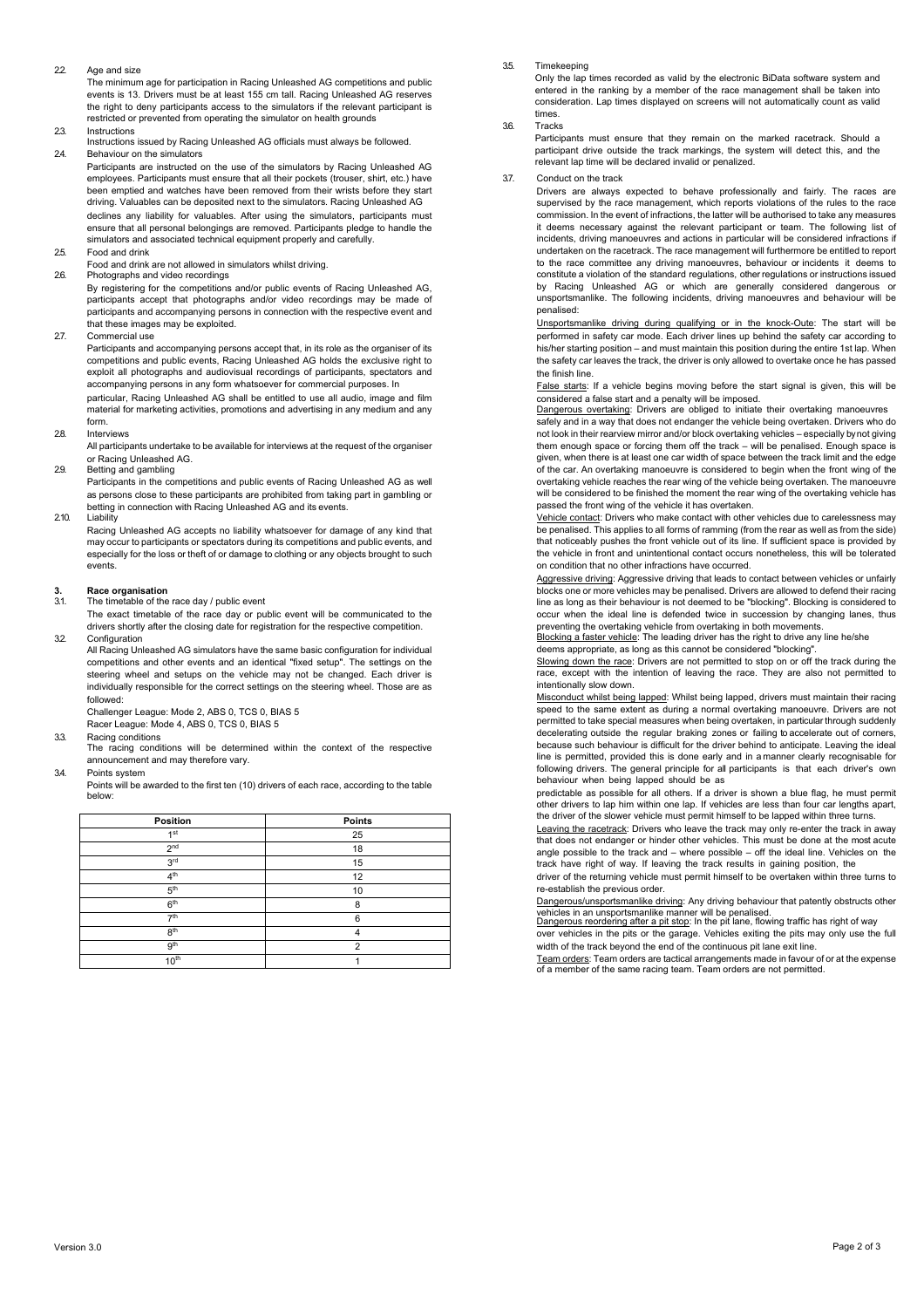2.2. Age and size

The minimum age for participation in Racing Unleashed AG competitions and public events is 13. Drivers must be at least 155 cm tall. Racing Unleashed AG reserves the right to deny participants access to the simulators if the relevant participant is restricted or prevented from operating the simulator on health grounds

2.3. Instructions

Instructions issued by Racing Unleashed AG officials must always be followed.

2.4. Behaviour on the simulators

Participants are instructed on the use of the simulators by Racing Unleashed AG employees. Participants must ensure that all their pockets (trouser, shirt, etc.) have been emptied and watches have been removed from their wrists before they start driving. Valuables can be deposited next to the simulators. Racing Unleashed AG declines any liability for valuables. After using the simulators, participants must ensure that all personal belongings are removed. Participants pledge to handle the simulators and associated technical equipment properly and carefully.

2.5. Food and drink

Food and drink are not allowed in simulators whilst driving.

2.6. Photographs and video recordings

By registering for the competitions and/or public events of Racing Unleashed AG, participants accept that photographs and/or video recordings may be made of participants and accompanying persons in connection with the respective event and that these images may be exploited.

2.7. Commercial use

Participants and accompanying persons accept that, in its role as the organiser of its competitions and public events, Racing Unleashed AG holds the exclusive right to exploit all photographs and audiovisual recordings of participants, spectators and accompanying persons in any form whatsoever for commercial purposes. In particular, Racing Unleashed AG shall be entitled to use all audio, image and film material for marketing activities, promotions and advertising in any medium and any form.

2.8. Interviews

All participants undertake to be available for interviews at the request of the organiser or Racing Unleashed AG.

2.9. Betting and gambling

Participants in the competitions and public events of Racing Unleashed AG as well as persons close to these participants are prohibited from taking part in gambling or betting in connection with Racing Unleashed AG and its events.

2.10. Liability

Racing Unleashed AG accepts no liability whatsoever for damage of any kind that may occur to participants or spectators during its competitions and public events, and especially for the loss or theft of or damage to clothing or any objects brought to such events.

## 3. Race organisation

3.1. The timetable of the race day / public event

The exact timetable of the race day or public event will be communicated to the drivers shortly after the closing date for registration for the respective competition.

3.2. Configuration

All Racing Unleashed AG simulators have the same basic configuration for individual competitions and other events and an identical "fixed setup". The settings on the steering wheel and setups on the vehicle may not be changed. Each driver is individually responsible for the correct settings on the steering wheel. Those are as followed:

Challenger League: Mode 2, ABS 0, TCS 0, BIAS 5

Racer League: Mode 4, ABS 0, TCS 0, BIAS 5

3.3. Racing conditions

The racing conditions will be determined within the context of the respective announcement and may therefore vary.

3.4. Points system

Points will be awarded to the first ten (10) drivers of each race, according to the table below:

| Position | Points |
|---|---|
| 1st | 25 |
| 2nd | 18 |
| 3rd | 15 |
| 4th | 12 |
| 5th | 10 |
| 6th | 8 |
| 7th | 6 |
| 8th | 4 |
| 9th | 2 |
| 10th | 1 |

3.5. Timekeeping

Only the lap times recorded as valid by the electronic BiData software system and entered in the ranking by a member of the race management shall be taken into consideration. Lap times displayed on screens will not automatically count as valid times.

3.6. Tracks

Participants must ensure that they remain on the marked racetrack. Should a participant drive outside the track markings, the system will detect this, and the relevant lap time will be declared invalid or penalized.

3.7. Conduct on the track

Drivers are always expected to behave professionally and fairly. The races are supervised by the race management, which reports violations of the rules to the race commission. In the event of infractions, the latter will be authorised to take any measures it deems necessary against the relevant participant or team. The following list of incidents, driving manoeuvres and actions in particular will be considered infractions if undertaken on the racetrack. The race management will furthermore be entitled to report to the race committee any driving manoeuvres, behaviour or incidents it deems to constitute a violation of the standard regulations, other regulations or instructions issued by Racing Unleashed AG or which are generally considered dangerous or unsportsmanlike. The following incidents, driving manoeuvres and behaviour will be penalised:

Unsportsmanlike driving during qualifying or in the knock-Oute: The start will be performed in safety car mode. Each driver lines up behind the safety car according to his/her starting position – and must maintain this position during the entire 1st lap. When the safety car leaves the track, the driver is only allowed to overtake once he has passed the finish line.

False starts: If a vehicle begins moving before the start signal is given, this will be considered a false start and a penalty will be imposed.

Dangerous overtaking: Drivers are obliged to initiate their overtaking manoeuvres safely and in a way that does not endanger the vehicle being overtaken. Drivers who do not look in their rearview mirror and/or block overtaking vehicles – especially by not giving them enough space or forcing them off the track – will be penalised. Enough space is given, when there is at least one car width of space between the track limit and the edge of the car. An overtaking manoeuvre is considered to begin when the front wing of the overtaking vehicle reaches the rear wing of the vehicle being overtaken. The manoeuvre will be considered to be finished the moment the rear wing of the overtaking vehicle has passed the front wing of the vehicle it has overtaken.

Vehicle contact: Drivers who make contact with other vehicles due to carelessness may be penalised. This applies to all forms of ramming (from the rear as well as from the side) that noticeably pushes the front vehicle out of its line. If sufficient space is provided by the vehicle in front and unintentional contact occurs nonetheless, this will be tolerated on condition that no other infractions have occurred.

Aggressive driving: Aggressive driving that leads to contact between vehicles or unfairly blocks one or more vehicles may be penalised. Drivers are allowed to defend their racing line as long as their behaviour is not deemed to be "blocking". Blocking is considered to occur when the ideal line is defended twice in succession by changing lanes, thus preventing the overtaking vehicle from overtaking in both movements.

Blocking a faster vehicle: The leading driver has the right to drive any line he/she deems appropriate, as long as this cannot be considered "blocking".

Slowing down the race: Drivers are not permitted to stop on or off the track during the race, except with the intention of leaving the race. They are also not permitted to intentionally slow down.

Misconduct whilst being lapped: Whilst being lapped, drivers must maintain their racing speed to the same extent as during a normal overtaking manoeuvre. Drivers are not permitted to take special measures when being overtaken, in particular through suddenly decelerating outside the regular braking zones or failing to accelerate out of corners, because such behaviour is difficult for the driver behind to anticipate. Leaving the ideal line is permitted, provided this is done early and in a manner clearly recognisable for following drivers. The general principle for all participants is that each driver's own behaviour when being lapped should be as predictable as possible for all others. If a driver is shown a blue flag, he must permit other drivers to lap him within one lap. If vehicles are less than four car lengths apart, the driver of the slower vehicle must permit himself to be lapped within three turns.

Leaving the racetrack: Drivers who leave the track may only re-enter the track in away that does not endanger or hinder other vehicles. This must be done at the most acute angle possible to the track and – where possible – off the ideal line. Vehicles on the track have right of way. If leaving the track results in gaining position, the driver of the returning vehicle must permit himself to be overtaken within three turns to re-establish the previous order.

Dangerous/unsportsmanlike driving: Any driving behaviour that patently obstructs other vehicles in an unsportsmanlike manner will be penalised.

Dangerous reordering after a pit stop: In the pit lane, flowing traffic has right of way over vehicles in the pits or the garage. Vehicles exiting the pits may only use the full width of the track beyond the end of the continuous pit lane exit line.

Team orders: Team orders are tactical arrangements made in favour of or at the expense of a member of the same racing team. Team orders are not permitted.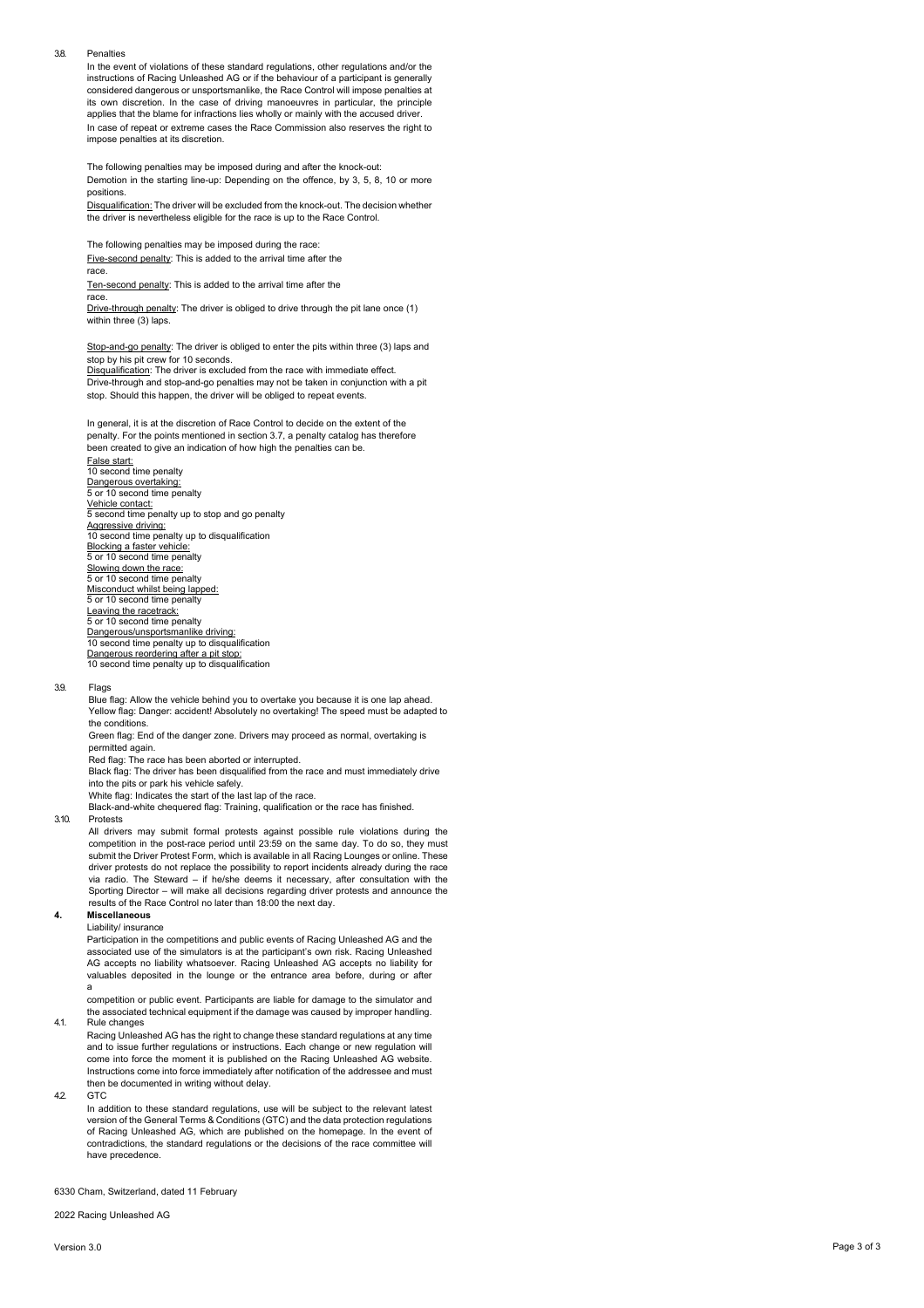### 3.8. Penalties

In the event of violations of these standard regulations, other regulations and/or the instructions of Racing Unleashed AG or if the behaviour of a participant is generally considered dangerous or unsportsmanlike, the Race Control will impose penalties at its own discretion. In the case of driving manoeuvres in particular, the principle applies that the blame for infractions lies wholly or mainly with the accused driver. In case of repeat or extreme cases the Race Commission also reserves the right to impose penalties at its discretion.

The following penalties may be imposed during and after the knock-out:

Demotion in the starting line-up: Depending on the offence, by 3, 5, 8, 10 or more positions.

Disqualification: The driver will be excluded from the knock-out. The decision whether the driver is nevertheless eligible for the race is up to the Race Control.

The following penalties may be imposed during the race:

Five-second penalty: This is added to the arrival time after the race.

Ten-second penalty: This is added to the arrival time after the race.

Drive-through penalty: The driver is obliged to drive through the pit lane once (1) within three (3) laps.

Stop-and-go penalty: The driver is obliged to enter the pits within three (3) laps and stop by his pit crew for 10 seconds.

Disqualification: The driver is excluded from the race with immediate effect.

Drive-through and stop-and-go penalties may not be taken in conjunction with a pit stop. Should this happen, the driver will be obliged to repeat events.

In general, it is at the discretion of Race Control to decide on the extent of the penalty. For the points mentioned in section 3.7, a penalty catalog has therefore been created to give an indication of how high the penalties can be.

False start:
10 second time penalty

Dangerous overtaking:
5 or 10 second time penalty

Vehicle contact:
5 second time penalty up to stop and go penalty

Aggressive driving:
10 second time penalty up to disqualification

Blocking a faster vehicle:
5 or 10 second time penalty

Slowing down the race:
5 or 10 second time penalty

Misconduct whilst being lapped:
5 or 10 second time penalty

Leaving the racetrack:
5 or 10 second time penalty

Dangerous/unsportsmanlike driving:
10 second time penalty up to disqualification

Dangerous reordering after a pit stop:
10 second time penalty up to disqualification

### 3.9. Flags

Blue flag: Allow the vehicle behind you to overtake you because it is one lap ahead.

Yellow flag: Danger: accident! Absolutely no overtaking! The speed must be adapted to the conditions.

Green flag: End of the danger zone. Drivers may proceed as normal, overtaking is permitted again.

Red flag: The race has been aborted or interrupted.

Black flag: The driver has been disqualified from the race and must immediately drive into the pits or park his vehicle safely.

White flag: Indicates the start of the last lap of the race.

Black-and-white chequered flag: Training, qualification or the race has finished.

### 3.10. Protests

All drivers may submit formal protests against possible rule violations during the competition in the post-race period until 23:59 on the same day. To do so, they must submit the Driver Protest Form, which is available in all Racing Lounges or online. These driver protests do not replace the possibility to report incidents already during the race via radio. The Steward – if he/she deems it necessary, after consultation with the Sporting Director – will make all decisions regarding driver protests and announce the results of the Race Control no later than 18:00 the next day.

## 4. Miscellaneous

Liability/ insurance

Participation in the competitions and public events of Racing Unleashed AG and the associated use of the simulators is at the participant's own risk. Racing Unleashed AG accepts no liability whatsoever. Racing Unleashed AG accepts no liability for valuables deposited in the lounge or the entrance area before, during or after a

competition or public event. Participants are liable for damage to the simulator and the associated technical equipment if the damage was caused by improper handling.

### 4.1. Rule changes

Racing Unleashed AG has the right to change these standard regulations at any time and to issue further regulations or instructions. Each change or new regulation will come into force the moment it is published on the Racing Unleashed AG website. Instructions come into force immediately after notification of the addressee and must then be documented in writing without delay.

### 4.2. GTC

In addition to these standard regulations, use will be subject to the relevant latest version of the General Terms & Conditions (GTC) and the data protection regulations of Racing Unleashed AG, which are published on the homepage. In the event of contradictions, the standard regulations or the decisions of the race committee will have precedence.

6330 Cham, Switzerland, dated 11 February

2022 Racing Unleashed AG

Version 3.0